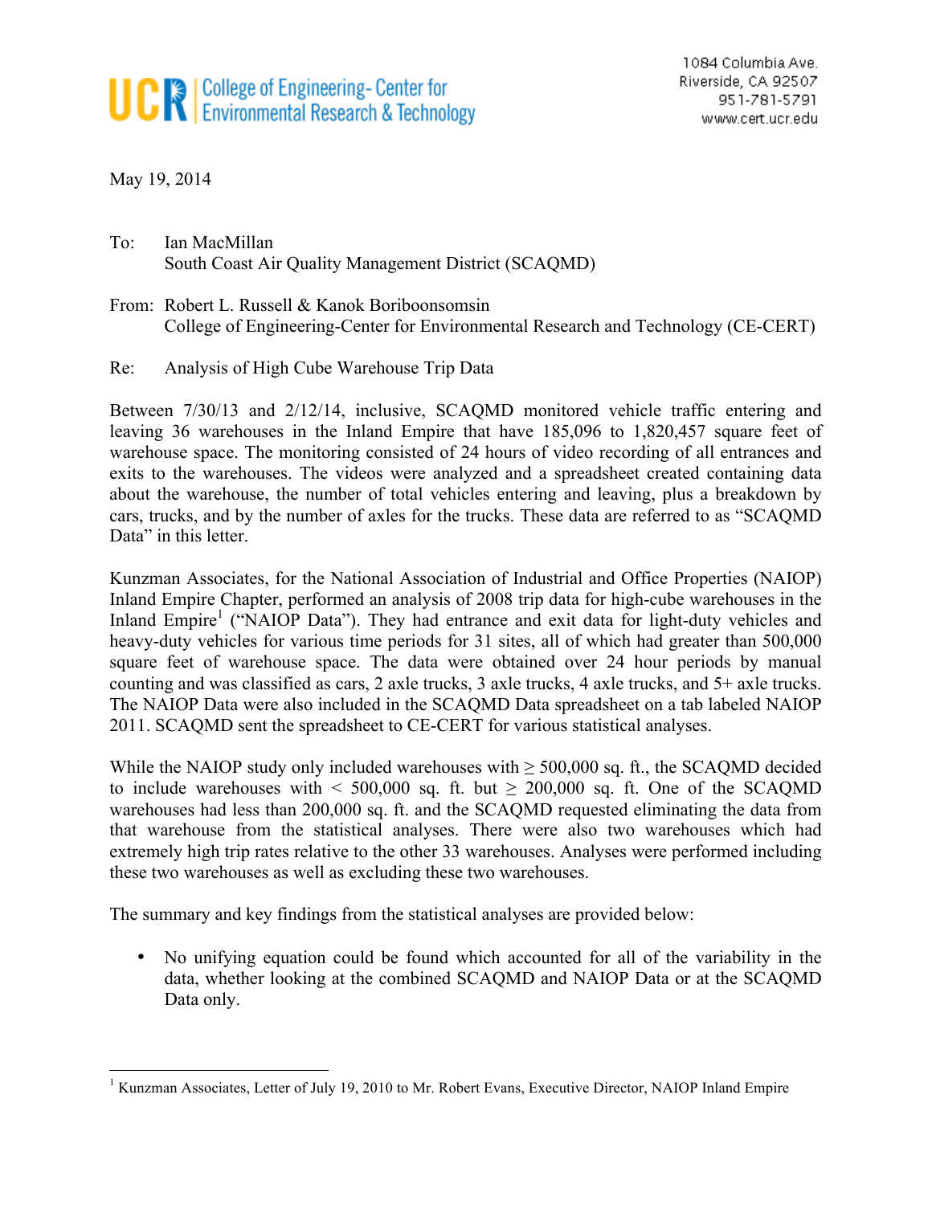**UCR | College of Engineering- Center for Environmental Research & Technology**

1084 Columbia Ave.
Riverside, CA 92507
951-781-5791
www.cert.ucr.edu

May 19, 2014

To: Ian MacMillan
South Coast Air Quality Management District (SCAQMD)

From: Robert L. Russell & Kanok Boriboonsomsin
College of Engineering-Center for Environmental Research and Technology (CE-CERT)

Re: Analysis of High Cube Warehouse Trip Data

Between 7/30/13 and 2/12/14, inclusive, SCAQMD monitored vehicle traffic entering and leaving 36 warehouses in the Inland Empire that have 185,096 to 1,820,457 square feet of warehouse space. The monitoring consisted of 24 hours of video recording of all entrances and exits to the warehouses. The videos were analyzed and a spreadsheet created containing data about the warehouse, the number of total vehicles entering and leaving, plus a breakdown by cars, trucks, and by the number of axles for the trucks. These data are referred to as "SCAQMD Data" in this letter.

Kunzman Associates, for the National Association of Industrial and Office Properties (NAIOP) Inland Empire Chapter, performed an analysis of 2008 trip data for high-cube warehouses in the Inland Empire[1] ("NAIOP Data"). They had entrance and exit data for light-duty vehicles and heavy-duty vehicles for various time periods for 31 sites, all of which had greater than 500,000 square feet of warehouse space. The data were obtained over 24 hour periods by manual counting and was classified as cars, 2 axle trucks, 3 axle trucks, 4 axle trucks, and 5+ axle trucks. The NAIOP Data were also included in the SCAQMD Data spreadsheet on a tab labeled NAIOP 2011. SCAQMD sent the spreadsheet to CE-CERT for various statistical analyses.

While the NAIOP study only included warehouses with ≥ 500,000 sq. ft., the SCAQMD decided to include warehouses with < 500,000 sq. ft. but ≥ 200,000 sq. ft. One of the SCAQMD warehouses had less than 200,000 sq. ft. and the SCAQMD requested eliminating the data from that warehouse from the statistical analyses. There were also two warehouses which had extremely high trip rates relative to the other 33 warehouses. Analyses were performed including these two warehouses as well as excluding these two warehouses.

The summary and key findings from the statistical analyses are provided below:

- No unifying equation could be found which accounted for all of the variability in the data, whether looking at the combined SCAQMD and NAIOP Data or at the SCAQMD Data only.

---

[1] Kunzman Associates, Letter of July 19, 2010 to Mr. Robert Evans, Executive Director, NAIOP Inland Empire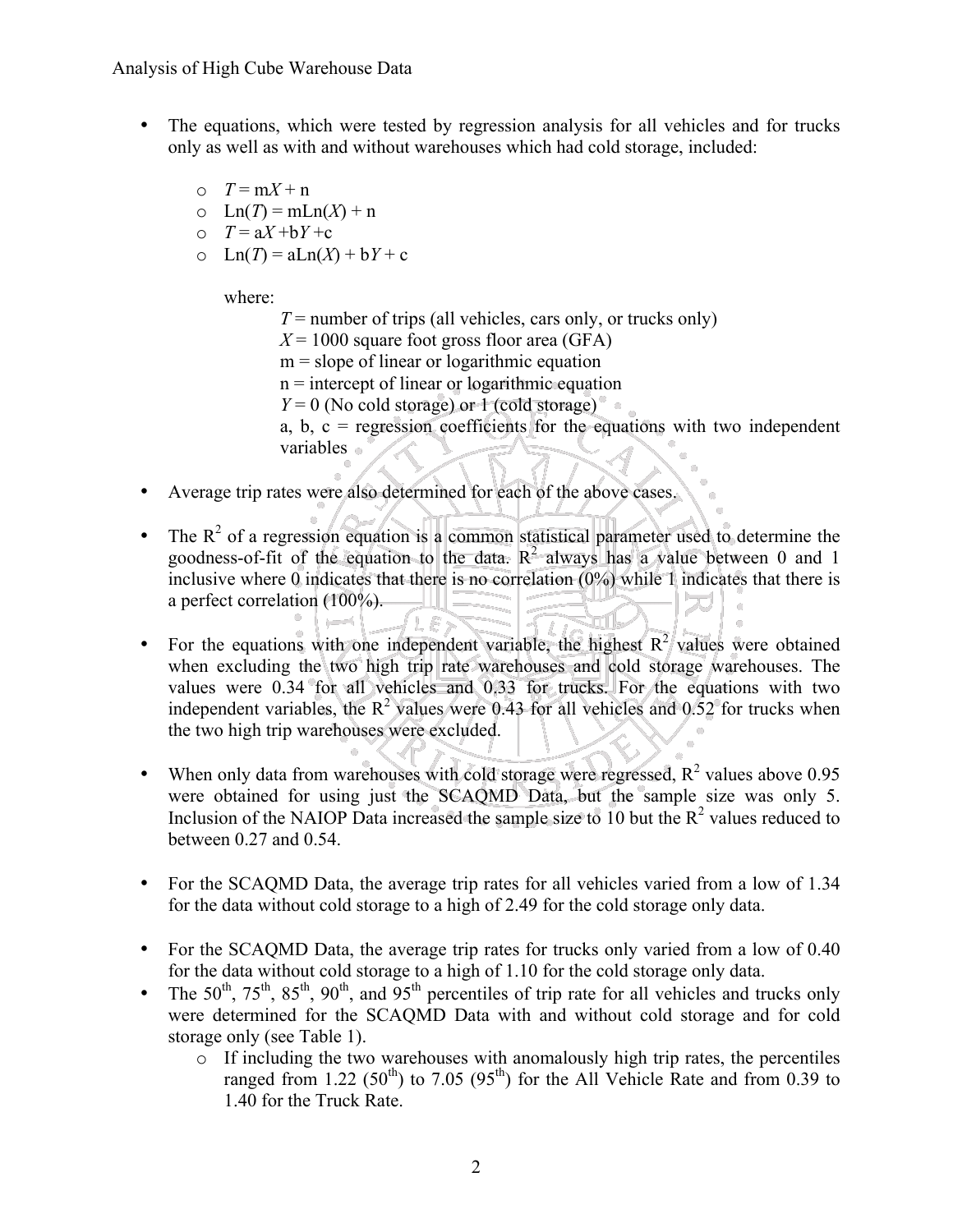- The equations, which were tested by regression analysis for all vehicles and for trucks only as well as with and without warehouses which had cold storage, included:

  - $T = mX + n$
  - $Ln(T) = mLn(X) + n$
  - $T = aX + bY + c$
  - $Ln(T) = aLn(X) + bY + c$

  where:

  $T$ = number of trips (all vehicles, cars only, or trucks only)
  $X$ = 1000 square foot gross floor area (GFA)
  m = slope of linear or logarithmic equation
  n = intercept of linear or logarithmic equation
  $Y$ = 0 (No cold storage) or 1 (cold storage)
  a, b, c = regression coefficients for the equations with two independent variables

- Average trip rates were also determined for each of the above cases.

- The $R^2$ of a regression equation is a common statistical parameter used to determine the goodness-of-fit of the equation to the data. $R^2$ always has a value between 0 and 1 inclusive where 0 indicates that there is no correlation (0%) while 1 indicates that there is a perfect correlation (100%).

- For the equations with one independent variable, the highest $R^2$ values were obtained when excluding the two high trip rate warehouses and cold storage warehouses. The values were 0.34 for all vehicles and 0.33 for trucks. For the equations with two independent variables, the $R^2$ values were 0.43 for all vehicles and 0.52 for trucks when the two high trip warehouses were excluded.

- When only data from warehouses with cold storage were regressed, $R^2$ values above 0.95 were obtained for using just the SCAQMD Data, but the sample size was only 5. Inclusion of the NAIOP Data increased the sample size to 10 but the $R^2$ values reduced to between 0.27 and 0.54.

- For the SCAQMD Data, the average trip rates for all vehicles varied from a low of 1.34 for the data without cold storage to a high of 2.49 for the cold storage only data.

- For the SCAQMD Data, the average trip rates for trucks only varied from a low of 0.40 for the data without cold storage to a high of 1.10 for the cold storage only data.
- The 50th, 75th, 85th, 90th, and 95th percentiles of trip rate for all vehicles and trucks only were determined for the SCAQMD Data with and without cold storage and for cold storage only (see Table 1).
  - If including the two warehouses with anomalously high trip rates, the percentiles ranged from 1.22 (50th) to 7.05 (95th) for the All Vehicle Rate and from 0.39 to 1.40 for the Truck Rate.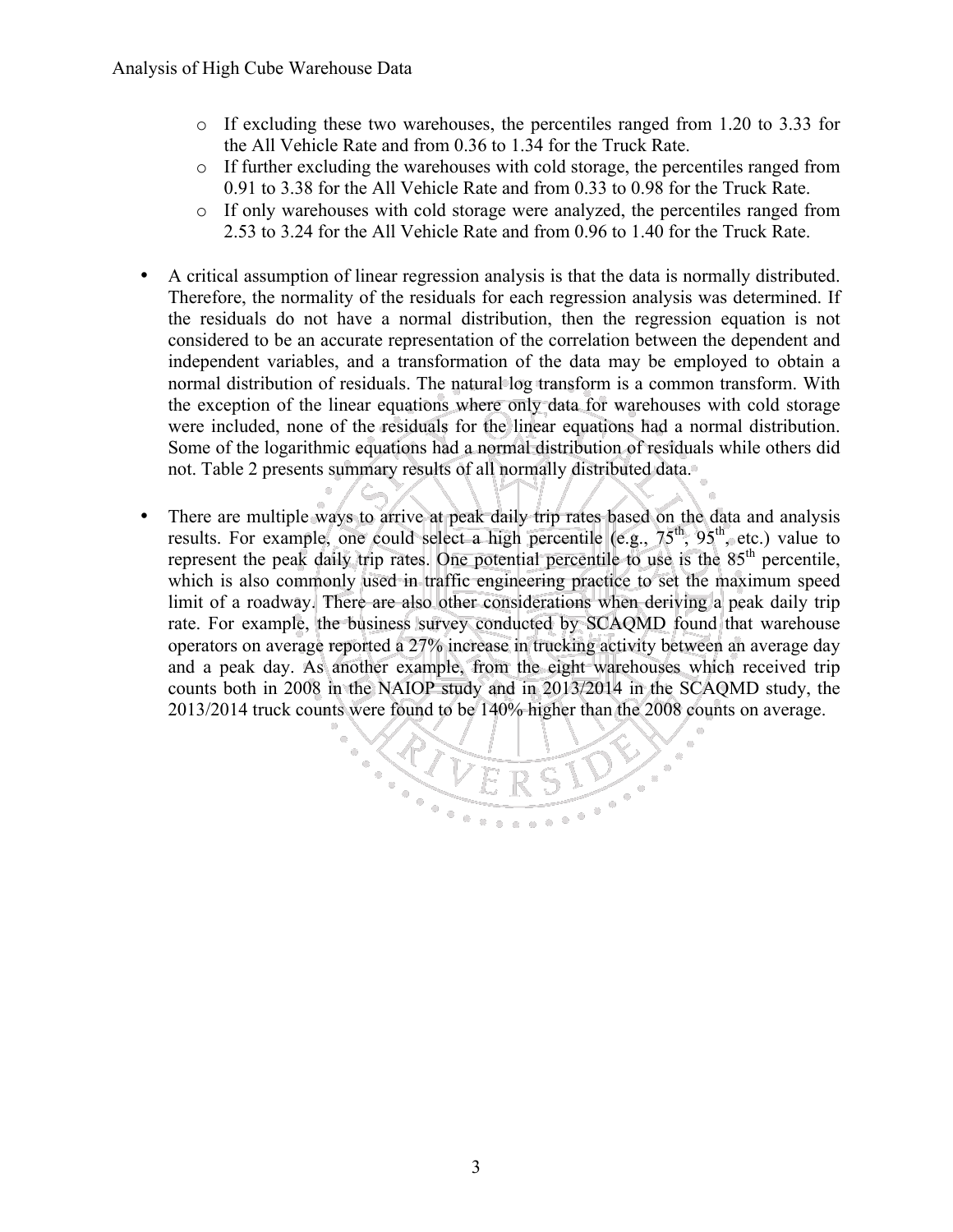- If excluding these two warehouses, the percentiles ranged from 1.20 to 3.33 for the All Vehicle Rate and from 0.36 to 1.34 for the Truck Rate.
  - If further excluding the warehouses with cold storage, the percentiles ranged from 0.91 to 3.38 for the All Vehicle Rate and from 0.33 to 0.98 for the Truck Rate.
  - If only warehouses with cold storage were analyzed, the percentiles ranged from 2.53 to 3.24 for the All Vehicle Rate and from 0.96 to 1.40 for the Truck Rate.

- A critical assumption of linear regression analysis is that the data is normally distributed. Therefore, the normality of the residuals for each regression analysis was determined. If the residuals do not have a normal distribution, then the regression equation is not considered to be an accurate representation of the correlation between the dependent and independent variables, and a transformation of the data may be employed to obtain a normal distribution of residuals. The natural log transform is a common transform. With the exception of the linear equations where only data for warehouses with cold storage were included, none of the residuals for the linear equations had a normal distribution. Some of the logarithmic equations had a normal distribution of residuals while others did not. Table 2 presents summary results of all normally distributed data.

- There are multiple ways to arrive at peak daily trip rates based on the data and analysis results. For example, one could select a high percentile (e.g., 75th, 95th, etc.) value to represent the peak daily trip rates. One potential percentile to use is the 85th percentile, which is also commonly used in traffic engineering practice to set the maximum speed limit of a roadway. There are also other considerations when deriving a peak daily trip rate. For example, the business survey conducted by SCAQMD found that warehouse operators on average reported a 27% increase in trucking activity between an average day and a peak day. As another example, from the eight warehouses which received trip counts both in 2008 in the NAIOP study and in 2013/2014 in the SCAQMD study, the 2013/2014 truck counts were found to be 140% higher than the 2008 counts on average.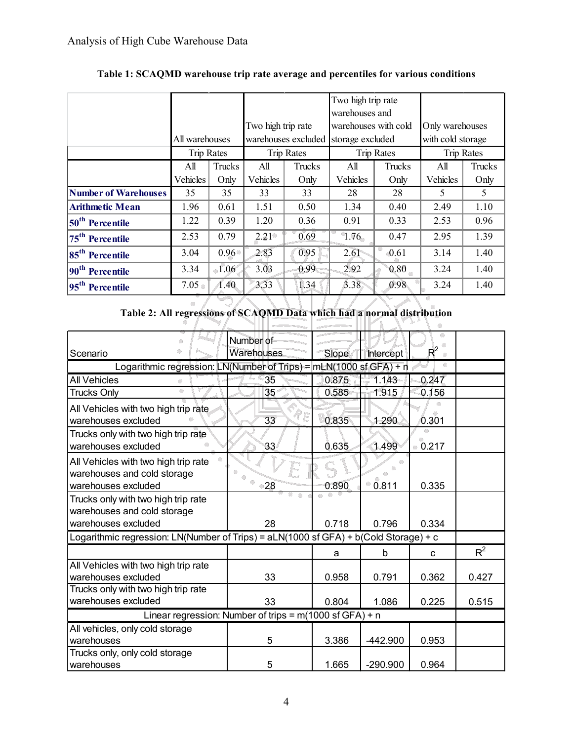**Table 1: SCAQMD warehouse trip rate average and percentiles for various conditions**

| | All warehouses | | Two high trip rate warehouses excluded | | Two high trip rate warehouses and warehouses with cold storage excluded | | Only warehouses with cold storage | |
|---|---|---|---|---|---|---|---|---|
| | Trip Rates | | Trip Rates | | Trip Rates | | Trip Rates | |
| | All Vehicles | Trucks Only | All Vehicles | Trucks Only | All Vehicles | Trucks Only | All Vehicles | Trucks Only |
| **Number of Warehouses** | 35 | 35 | 33 | 33 | 28 | 28 | 5 | 5 |
| **Arithmetic Mean** | 1.96 | 0.61 | 1.51 | 0.50 | 1.34 | 0.40 | 2.49 | 1.10 |
| **50th Percentile** | 1.22 | 0.39 | 1.20 | 0.36 | 0.91 | 0.33 | 2.53 | 0.96 |
| **75th Percentile** | 2.53 | 0.79 | 2.21 | 0.69 | 1.76 | 0.47 | 2.95 | 1.39 |
| **85th Percentile** | 3.04 | 0.96 | 2.83 | 0.95 | 2.61 | 0.61 | 3.14 | 1.40 |
| **90th Percentile** | 3.34 | 1.06 | 3.03 | 0.99 | 2.92 | 0.80 | 3.24 | 1.40 |
| **95th Percentile** | 7.05 | 1.40 | 3.33 | 1.34 | 3.38 | 0.98 | 3.24 | 1.40 |

**Table 2: All regressions of SCAQMD Data which had a normal distribution**

| Scenario | Number of Warehouses | Slope | Intercept | $R^2$ | |
|---|---|---|---|---|---|
| Logarithmic regression: LN(Number of Trips) = mLN(1000 sf GFA) + n | | | | | |
| All Vehicles | 35 | 0.875 | 1.143 | 0.247 | |
| Trucks Only | 35 | 0.585 | 1.915 | 0.156 | |
| All Vehicles with two high trip rate warehouses excluded | 33 | 0.835 | 1.290 | 0.301 | |
| Trucks only with two high trip rate warehouses excluded | 33 | 0.635 | 1.499 | 0.217 | |
| All Vehicles with two high trip rate warehouses and cold storage warehouses excluded | 28 | 0.890 | 0.811 | 0.335 | |
| Trucks only with two high trip rate warehouses and cold storage warehouses excluded | 28 | 0.718 | 0.796 | 0.334 | |
| Logarithmic regression: LN(Number of Trips) = aLN(1000 sf GFA) + b(Cold Storage) + c | | | | | |
| | | a | b | c | $R^2$ |
| All Vehicles with two high trip rate warehouses excluded | 33 | 0.958 | 0.791 | 0.362 | 0.427 |
| Trucks only with two high trip rate warehouses excluded | 33 | 0.804 | 1.086 | 0.225 | 0.515 |
| Linear regression: Number of trips = m(1000 sf GFA) + n | | | | | |
| All vehicles, only cold storage warehouses | 5 | 3.386 | -442.900 | 0.953 | |
| Trucks only, only cold storage warehouses | 5 | 1.665 | -290.900 | 0.964 | |